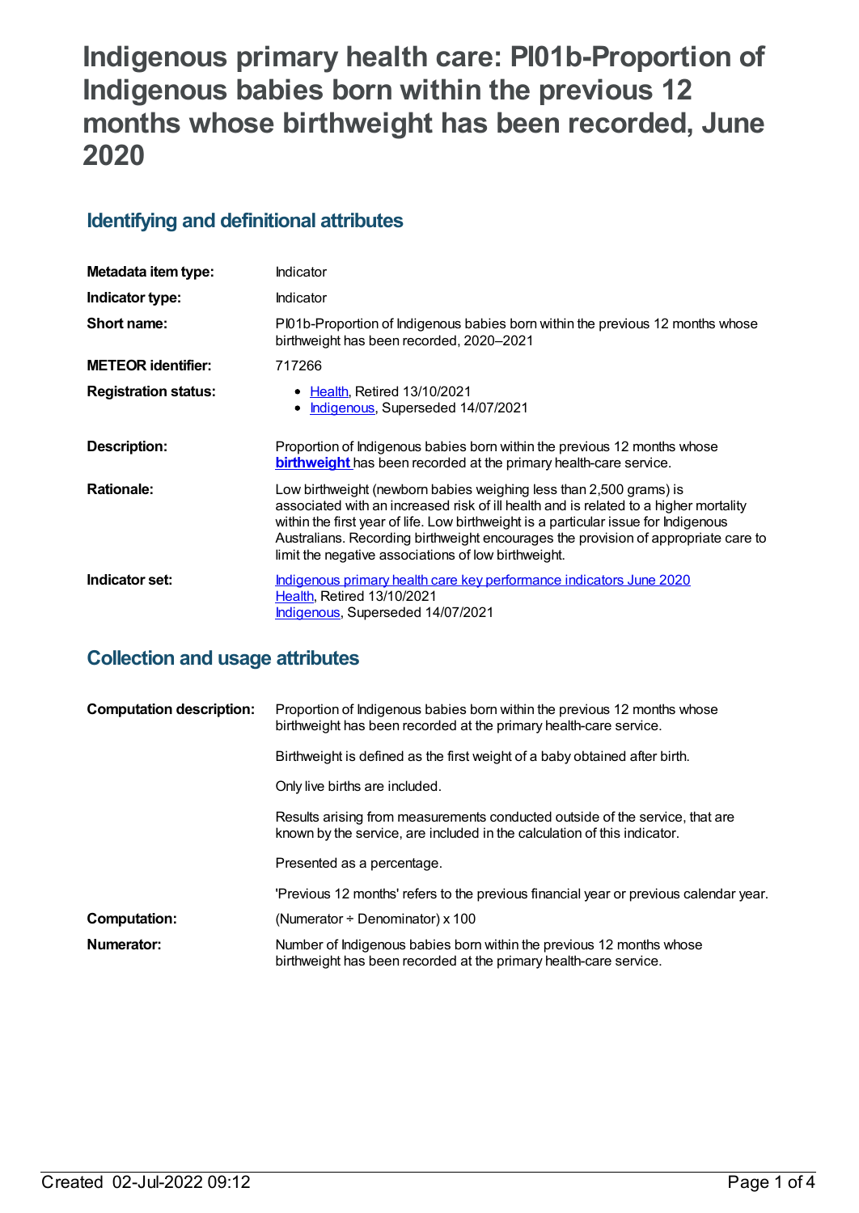# Indigenous primary health care: PI01b-Proportion of Indigenous babies born within the previous 12 months whose birthweight has been recorded, June 2020

## Identifying and definitional attributes

| | |
|---|---|
| **Metadata item type:** | Indicator |
| **Indicator type:** | Indicator |
| **Short name:** | PI01b-Proportion of Indigenous babies born within the previous 12 months whose birthweight has been recorded, 2020–2021 |
| **METEOR identifier:** | 717266 |
| **Registration status:** | • Health, Retired 13/10/2021<br>• Indigenous, Superseded 14/07/2021 |
| **Description:** | Proportion of Indigenous babies born within the previous 12 months whose **birthweight** has been recorded at the primary health-care service. |
| **Rationale:** | Low birthweight (newborn babies weighing less than 2,500 grams) is associated with an increased risk of ill health and is related to a higher mortality within the first year of life. Low birthweight is a particular issue for Indigenous Australians. Recording birthweight encourages the provision of appropriate care to limit the negative associations of low birthweight. |
| **Indicator set:** | Indigenous primary health care key performance indicators June 2020<br>Health, Retired 13/10/2021<br>Indigenous, Superseded 14/07/2021 |

## Collection and usage attributes

| | |
|---|---|
| **Computation description:** | Proportion of Indigenous babies born within the previous 12 months whose birthweight has been recorded at the primary health-care service.<br><br>Birthweight is defined as the first weight of a baby obtained after birth.<br><br>Only live births are included.<br><br>Results arising from measurements conducted outside of the service, that are known by the service, are included in the calculation of this indicator.<br><br>Presented as a percentage.<br><br>'Previous 12 months' refers to the previous financial year or previous calendar year. |
| **Computation:** | (Numerator ÷ Denominator) x 100 |
| **Numerator:** | Number of Indigenous babies born within the previous 12 months whose birthweight has been recorded at the primary health-care service. |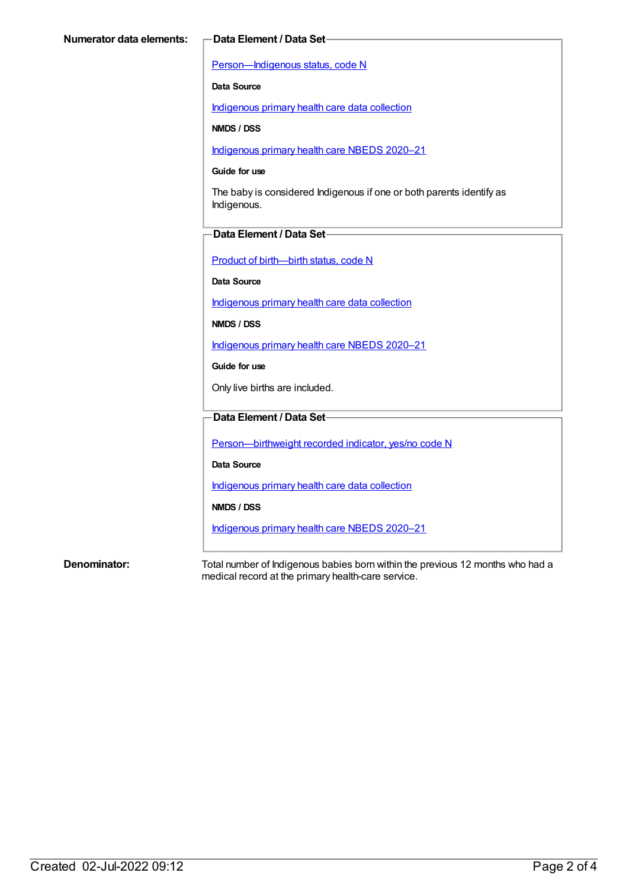**Numerator data elements:**

**Data Element / Data Set**

Person—Indigenous status, code N

**Data Source**

Indigenous primary health care data collection

**NMDS / DSS**

Indigenous primary health care NBEDS 2020–21

**Guide for use**

The baby is considered Indigenous if one or both parents identify as Indigenous.

**Data Element / Data Set**

Product of birth—birth status, code N

**Data Source**

Indigenous primary health care data collection

**NMDS / DSS**

Indigenous primary health care NBEDS 2020–21

**Guide for use**

Only live births are included.

**Data Element / Data Set**

Person—birthweight recorded indicator, yes/no code N

**Data Source**

Indigenous primary health care data collection

**NMDS / DSS**

Indigenous primary health care NBEDS 2020–21

**Denominator:**

Total number of Indigenous babies born within the previous 12 months who had a medical record at the primary health-care service.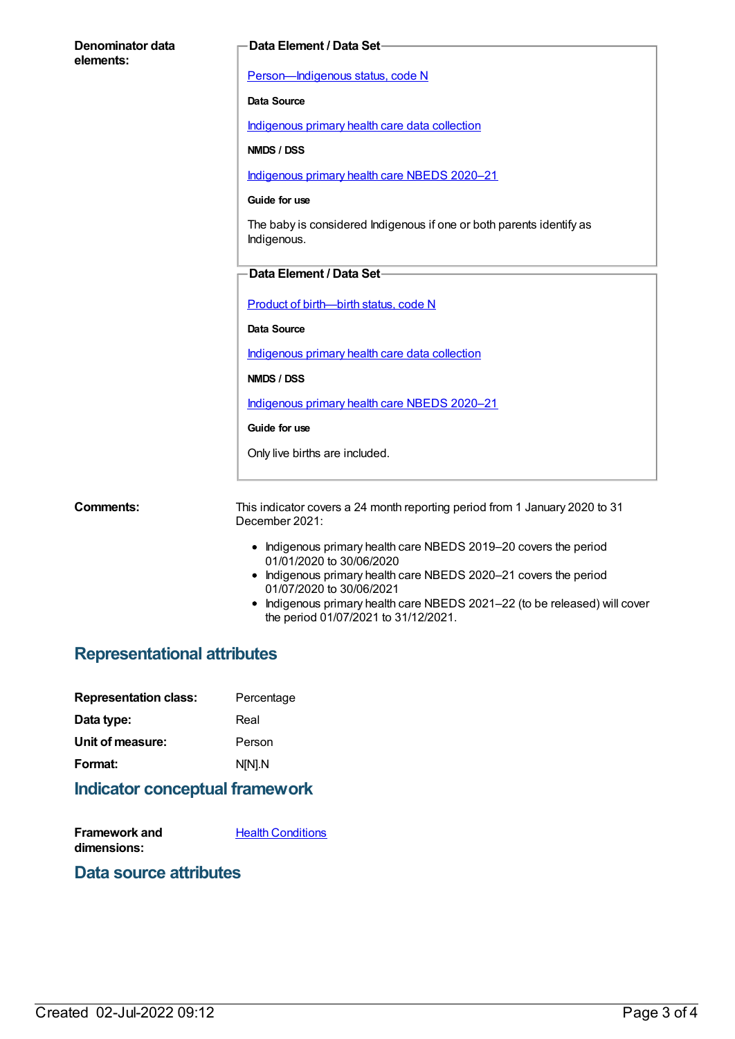**Denominator data elements:**

**Data Element / Data Set**

[Person—Indigenous status, code N]

**Data Source**

[Indigenous primary health care data collection]

**NMDS / DSS**

[Indigenous primary health care NBEDS 2020–21]

**Guide for use**

The baby is considered Indigenous if one or both parents identify as Indigenous.

**Data Element / Data Set**

[Product of birth—birth status, code N]

**Data Source**

[Indigenous primary health care data collection]

**NMDS / DSS**

[Indigenous primary health care NBEDS 2020–21]

**Guide for use**

Only live births are included.

**Comments:**

This indicator covers a 24 month reporting period from 1 January 2020 to 31 December 2021:

- Indigenous primary health care NBEDS 2019–20 covers the period 01/01/2020 to 30/06/2020
- Indigenous primary health care NBEDS 2020–21 covers the period 01/07/2020 to 30/06/2021
- Indigenous primary health care NBEDS 2021–22 (to be released) will cover the period 01/07/2021 to 31/12/2021.

## Representational attributes

**Representation class:** Percentage

**Data type:** Real

**Unit of measure:** Person

**Format:** N[N].N

## Indicator conceptual framework

**Framework and dimensions:** [Health Conditions]

## Data source attributes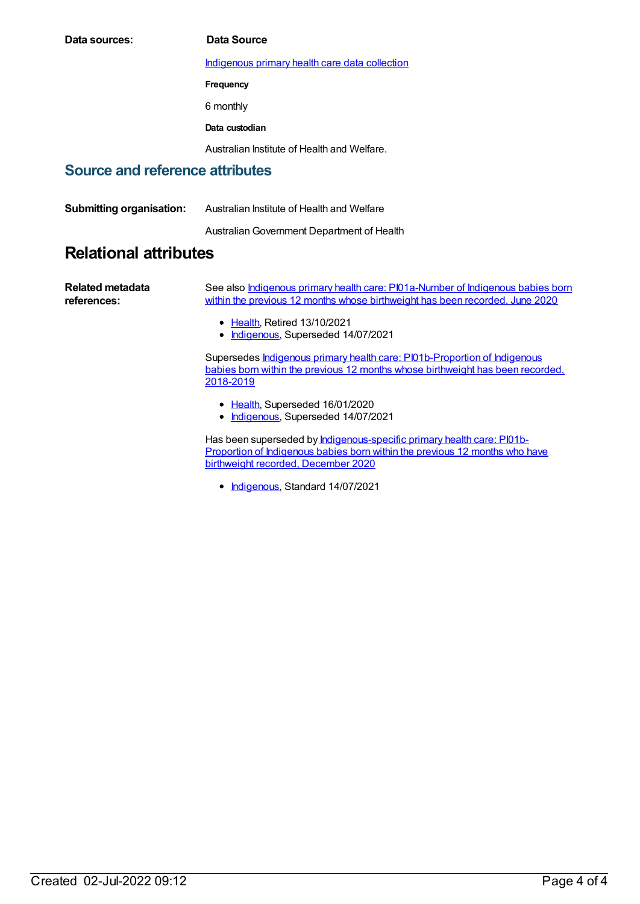**Data sources:**

**Data Source**

Indigenous primary health care data collection

**Frequency**

6 monthly

**Data custodian**

Australian Institute of Health and Welfare.

## Source and reference attributes

**Submitting organisation:**

Australian Institute of Health and Welfare

Australian Government Department of Health

# Relational attributes

**Related metadata references:**

See also Indigenous primary health care: PI01a-Number of Indigenous babies born within the previous 12 months whose birthweight has been recorded, June 2020

- Health, Retired 13/10/2021
- Indigenous, Superseded 14/07/2021

Supersedes Indigenous primary health care: PI01b-Proportion of Indigenous babies born within the previous 12 months whose birthweight has been recorded, 2018-2019

- Health, Superseded 16/01/2020
- Indigenous, Superseded 14/07/2021

Has been superseded by Indigenous-specific primary health care: PI01b-Proportion of Indigenous babies born within the previous 12 months who have birthweight recorded, December 2020

- Indigenous, Standard 14/07/2021